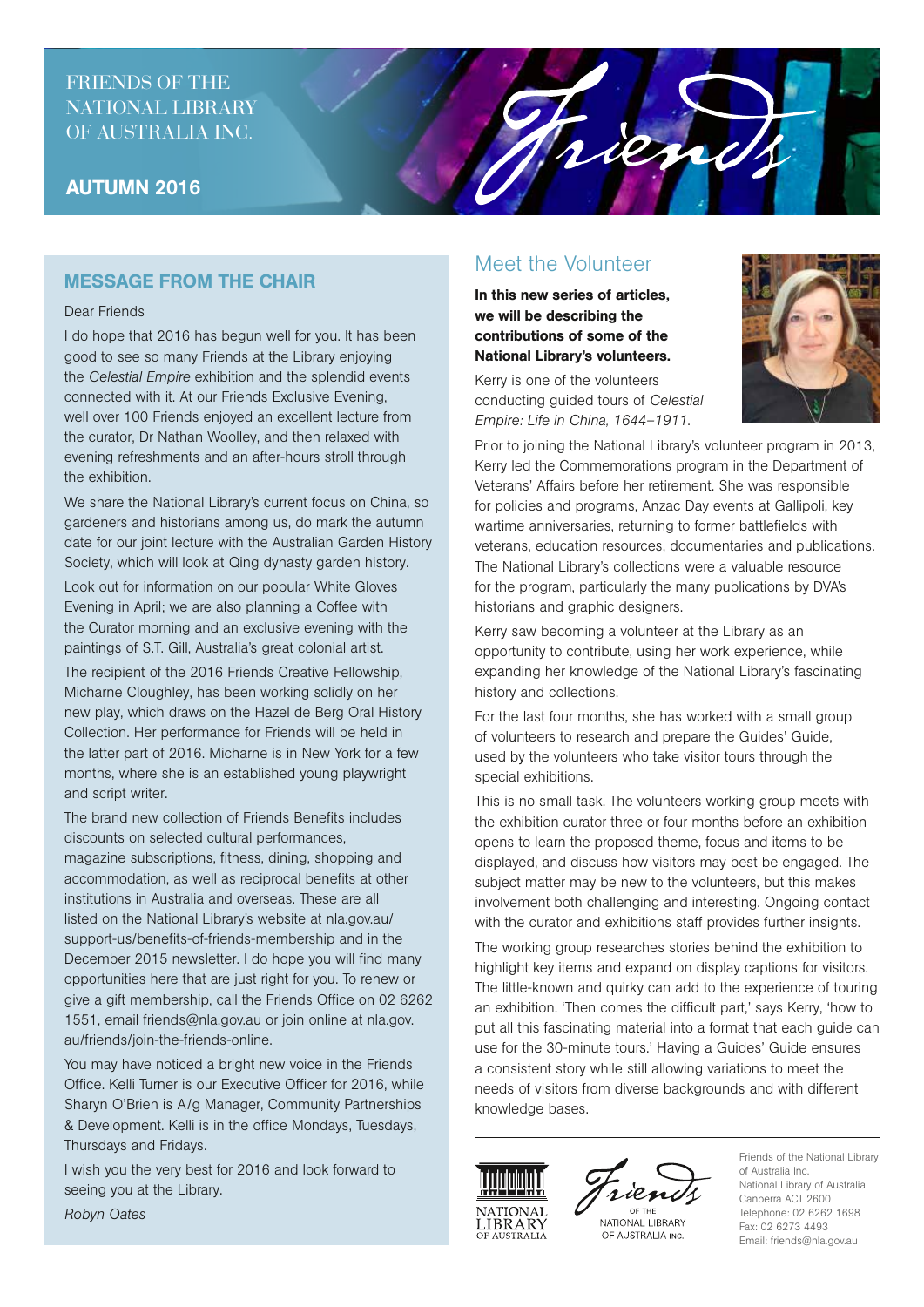FRIENDS OF THE NATIONAL LIBRARY OF AUSTRALIA INC.

**AUTUMN 2016**

*Friends*

## MESSAGE FROM THE CHAIR

Dear Friends

I do hope that 2016 has begun well for you. It has been good to see so many Friends at the Library enjoying the *Celestial Empire* exhibition and the splendid events connected with it. At our Friends Exclusive Evening, well over 100 Friends enjoyed an excellent lecture from the curator, Dr Nathan Woolley, and then relaxed with evening refreshments and an after-hours stroll through the exhibition.

We share the National Library's current focus on China, so gardeners and historians among us, do mark the autumn date for our joint lecture with the Australian Garden History Society, which will look at Qing dynasty garden history.

Look out for information on our popular White Gloves Evening in April; we are also planning a Coffee with the Curator morning and an exclusive evening with the paintings of S.T. Gill, Australia's great colonial artist.

The recipient of the 2016 Friends Creative Fellowship, Micharne Cloughley, has been working solidly on her new play, which draws on the Hazel de Berg Oral History Collection. Her performance for Friends will be held in the latter part of 2016. Micharne is in New York for a few months, where she is an established young playwright and script writer.

The brand new collection of Friends Benefits includes discounts on selected cultural performances, magazine subscriptions, fitness, dining, shopping and accommodation, as well as reciprocal benefits at other institutions in Australia and overseas. These are all listed on the National Library's website at nla.gov.au/support-us/benefits-of-friends-membership and in the December 2015 newsletter. I do hope you will find many opportunities here that are just right for you. To renew or give a gift membership, call the Friends Office on 02 6262 1551, email friends@nla.gov.au or join online at nla.gov.au/friends/join-the-friends-online.

You may have noticed a bright new voice in the Friends Office. Kelli Turner is our Executive Officer for 2016, while Sharyn O'Brien is A/g Manager, Community Partnerships & Development. Kelli is in the office Mondays, Tuesdays, Thursdays and Fridays.

I wish you the very best for 2016 and look forward to seeing you at the Library.

*Robyn Oates*

## Meet the Volunteer

**In this new series of articles, we will be describing the contributions of some of the National Library's volunteers.**

Kerry is one of the volunteers conducting guided tours of *Celestial Empire: Life in China, 1644–1911*.

Prior to joining the National Library's volunteer program in 2013, Kerry led the Commemorations program in the Department of Veterans' Affairs before her retirement. She was responsible for policies and programs, Anzac Day events at Gallipoli, key wartime anniversaries, returning to former battlefields with veterans, education resources, documentaries and publications. The National Library's collections were a valuable resource for the program, particularly the many publications by DVA's historians and graphic designers.

Kerry saw becoming a volunteer at the Library as an opportunity to contribute, using her work experience, while expanding her knowledge of the National Library's fascinating history and collections.

For the last four months, she has worked with a small group of volunteers to research and prepare the Guides' Guide, used by the volunteers who take visitor tours through the special exhibitions.

This is no small task. The volunteers working group meets with the exhibition curator three or four months before an exhibition opens to learn the proposed theme, focus and items to be displayed, and discuss how visitors may best be engaged. The subject matter may be new to the volunteers, but this makes involvement both challenging and interesting. Ongoing contact with the curator and exhibitions staff provides further insights.

The working group researches stories behind the exhibition to highlight key items and expand on display captions for visitors. The little-known and quirky can add to the experience of touring an exhibition. 'Then comes the difficult part,' says Kerry, 'how to put all this fascinating material into a format that each guide can use for the 30-minute tours.' Having a Guides' Guide ensures a consistent story while still allowing variations to meet the needs of visitors from diverse backgrounds and with different knowledge bases.

NATIONAL LIBRARY OF AUSTRALIA

Friends OF THE NATIONAL LIBRARY OF AUSTRALIA INC.

Friends of the National Library of Australia Inc.
National Library of Australia
Canberra ACT 2600
Telephone: 02 6262 1698
Fax: 02 6273 4493
Email: friends@nla.gov.au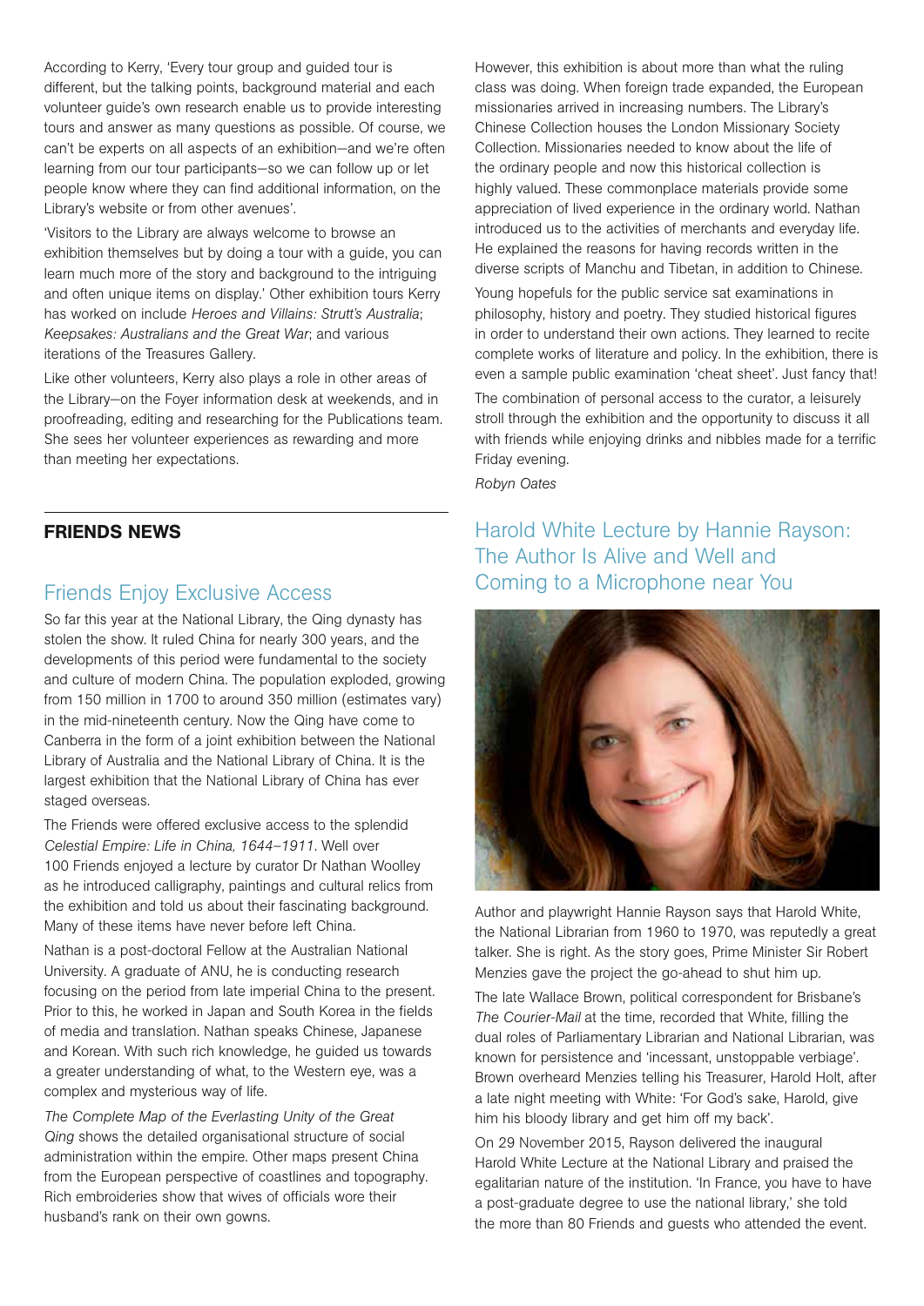According to Kerry, 'Every tour group and guided tour is different, but the talking points, background material and each volunteer guide's own research enable us to provide interesting tours and answer as many questions as possible. Of course, we can't be experts on all aspects of an exhibition—and we're often learning from our tour participants—so we can follow up or let people know where they can find additional information, on the Library's website or from other avenues'.

'Visitors to the Library are always welcome to browse an exhibition themselves but by doing a tour with a guide, you can learn much more of the story and background to the intriguing and often unique items on display.' Other exhibition tours Kerry has worked on include *Heroes and Villains: Strutt's Australia*; *Keepsakes: Australians and the Great War*; and various iterations of the Treasures Gallery.

Like other volunteers, Kerry also plays a role in other areas of the Library—on the Foyer information desk at weekends, and in proofreading, editing and researching for the Publications team. She sees her volunteer experiences as rewarding and more than meeting her expectations.

## FRIENDS NEWS

### Friends Enjoy Exclusive Access

So far this year at the National Library, the Qing dynasty has stolen the show. It ruled China for nearly 300 years, and the developments of this period were fundamental to the society and culture of modern China. The population exploded, growing from 150 million in 1700 to around 350 million (estimates vary) in the mid-nineteenth century. Now the Qing have come to Canberra in the form of a joint exhibition between the National Library of Australia and the National Library of China. It is the largest exhibition that the National Library of China has ever staged overseas.

The Friends were offered exclusive access to the splendid *Celestial Empire: Life in China, 1644–1911*. Well over 100 Friends enjoyed a lecture by curator Dr Nathan Woolley as he introduced calligraphy, paintings and cultural relics from the exhibition and told us about their fascinating background. Many of these items have never before left China.

Nathan is a post-doctoral Fellow at the Australian National University. A graduate of ANU, he is conducting research focusing on the period from late imperial China to the present. Prior to this, he worked in Japan and South Korea in the fields of media and translation. Nathan speaks Chinese, Japanese and Korean. With such rich knowledge, he guided us towards a greater understanding of what, to the Western eye, was a complex and mysterious way of life.

*The Complete Map of the Everlasting Unity of the Great Qing* shows the detailed organisational structure of social administration within the empire. Other maps present China from the European perspective of coastlines and topography. Rich embroideries show that wives of officials wore their husband's rank on their own gowns.

However, this exhibition is about more than what the ruling class was doing. When foreign trade expanded, the European missionaries arrived in increasing numbers. The Library's Chinese Collection houses the London Missionary Society Collection. Missionaries needed to know about the life of the ordinary people and now this historical collection is highly valued. These commonplace materials provide some appreciation of lived experience in the ordinary world. Nathan introduced us to the activities of merchants and everyday life. He explained the reasons for having records written in the diverse scripts of Manchu and Tibetan, in addition to Chinese.

Young hopefuls for the public service sat examinations in philosophy, history and poetry. They studied historical figures in order to understand their own actions. They learned to recite complete works of literature and policy. In the exhibition, there is even a sample public examination 'cheat sheet'. Just fancy that!

The combination of personal access to the curator, a leisurely stroll through the exhibition and the opportunity to discuss it all with friends while enjoying drinks and nibbles made for a terrific Friday evening.

*Robyn Oates*

### Harold White Lecture by Hannie Rayson: The Author Is Alive and Well and Coming to a Microphone near You

Author and playwright Hannie Rayson says that Harold White, the National Librarian from 1960 to 1970, was reputedly a great talker. She is right. As the story goes, Prime Minister Sir Robert Menzies gave the project the go-ahead to shut him up.

The late Wallace Brown, political correspondent for Brisbane's *The Courier-Mail* at the time, recorded that White, filling the dual roles of Parliamentary Librarian and National Librarian, was known for persistence and 'incessant, unstoppable verbiage'. Brown overheard Menzies telling his Treasurer, Harold Holt, after a late night meeting with White: 'For God's sake, Harold, give him his bloody library and get him off my back'.

On 29 November 2015, Rayson delivered the inaugural Harold White Lecture at the National Library and praised the egalitarian nature of the institution. 'In France, you have to have a post-graduate degree to use the national library,' she told the more than 80 Friends and guests who attended the event.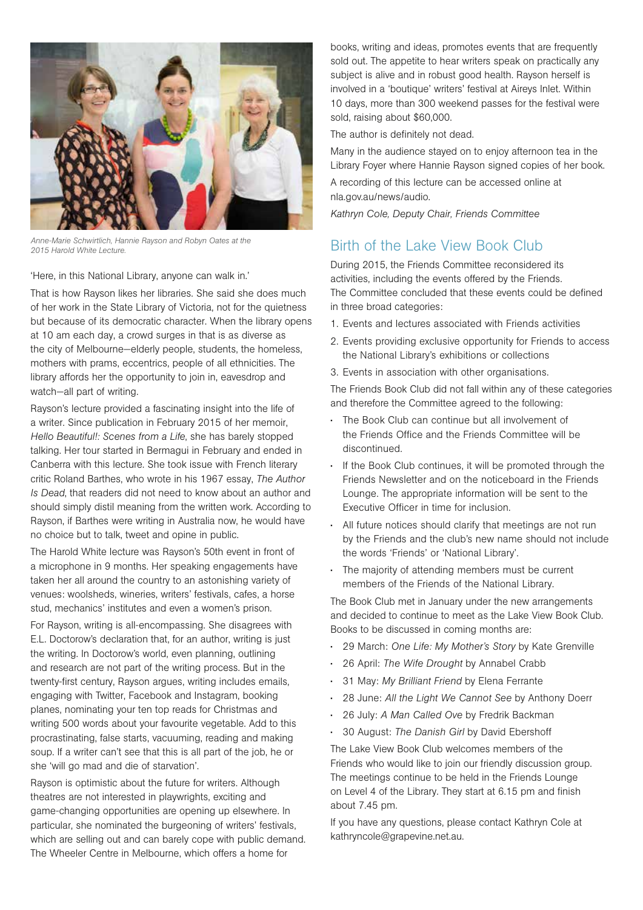Anne-Marie Schwirtlich, Hannie Rayson and Robyn Oates at the 2015 Harold White Lecture.

'Here, in this National Library, anyone can walk in.'

That is how Rayson likes her libraries. She said she does much of her work in the State Library of Victoria, not for the quietness but because of its democratic character. When the library opens at 10 am each day, a crowd surges in that is as diverse as the city of Melbourne—elderly people, students, the homeless, mothers with prams, eccentrics, people of all ethnicities. The library affords her the opportunity to join in, eavesdrop and watch—all part of writing.

Rayson's lecture provided a fascinating insight into the life of a writer. Since publication in February 2015 of her memoir, *Hello Beautiful!: Scenes from a Life*, she has barely stopped talking. Her tour started in Bermagui in February and ended in Canberra with this lecture. She took issue with French literary critic Roland Barthes, who wrote in his 1967 essay, *The Author Is Dead*, that readers did not need to know about an author and should simply distil meaning from the written work. According to Rayson, if Barthes were writing in Australia now, he would have no choice but to talk, tweet and opine in public.

The Harold White lecture was Rayson's 50th event in front of a microphone in 9 months. Her speaking engagements have taken her all around the country to an astonishing variety of venues: woolsheds, wineries, writers' festivals, cafes, a horse stud, mechanics' institutes and even a women's prison.

For Rayson, writing is all-encompassing. She disagrees with E.L. Doctorow's declaration that, for an author, writing is just the writing. In Doctorow's world, even planning, outlining and research are not part of the writing process. But in the twenty-first century, Rayson argues, writing includes emails, engaging with Twitter, Facebook and Instagram, booking planes, nominating your ten top reads for Christmas and writing 500 words about your favourite vegetable. Add to this procrastinating, false starts, vacuuming, reading and making soup. If a writer can't see that this is all part of the job, he or she 'will go mad and die of starvation'.

Rayson is optimistic about the future for writers. Although theatres are not interested in playwrights, exciting and game-changing opportunities are opening up elsewhere. In particular, she nominated the burgeoning of writers' festivals, which are selling out and can barely cope with public demand. The Wheeler Centre in Melbourne, which offers a home for books, writing and ideas, promotes events that are frequently sold out. The appetite to hear writers speak on practically any subject is alive and in robust good health. Rayson herself is involved in a 'boutique' writers' festival at Aireys Inlet. Within 10 days, more than 300 weekend passes for the festival were sold, raising about $60,000.

The author is definitely not dead.

Many in the audience stayed on to enjoy afternoon tea in the Library Foyer where Hannie Rayson signed copies of her book.

A recording of this lecture can be accessed online at nla.gov.au/news/audio.

*Kathryn Cole, Deputy Chair, Friends Committee*

## Birth of the Lake View Book Club

During 2015, the Friends Committee reconsidered its activities, including the events offered by the Friends. The Committee concluded that these events could be defined in three broad categories:

1. Events and lectures associated with Friends activities
2. Events providing exclusive opportunity for Friends to access the National Library's exhibitions or collections
3. Events in association with other organisations.

The Friends Book Club did not fall within any of these categories and therefore the Committee agreed to the following:

- The Book Club can continue but all involvement of the Friends Office and the Friends Committee will be discontinued.
- If the Book Club continues, it will be promoted through the Friends Newsletter and on the noticeboard in the Friends Lounge. The appropriate information will be sent to the Executive Officer in time for inclusion.
- All future notices should clarify that meetings are not run by the Friends and the club's new name should not include the words 'Friends' or 'National Library'.
- The majority of attending members must be current members of the Friends of the National Library.

The Book Club met in January under the new arrangements and decided to continue to meet as the Lake View Book Club. Books to be discussed in coming months are:

- 29 March: *One Life: My Mother's Story* by Kate Grenville
- 26 April: *The Wife Drought* by Annabel Crabb
- 31 May: *My Brilliant Friend* by Elena Ferrante
- 28 June: *All the Light We Cannot See* by Anthony Doerr
- 26 July: *A Man Called Ove* by Fredrik Backman
- 30 August: *The Danish Girl* by David Ebershoff

The Lake View Book Club welcomes members of the Friends who would like to join our friendly discussion group. The meetings continue to be held in the Friends Lounge on Level 4 of the Library. They start at 6.15 pm and finish about 7.45 pm.

If you have any questions, please contact Kathryn Cole at kathryncole@grapevine.net.au.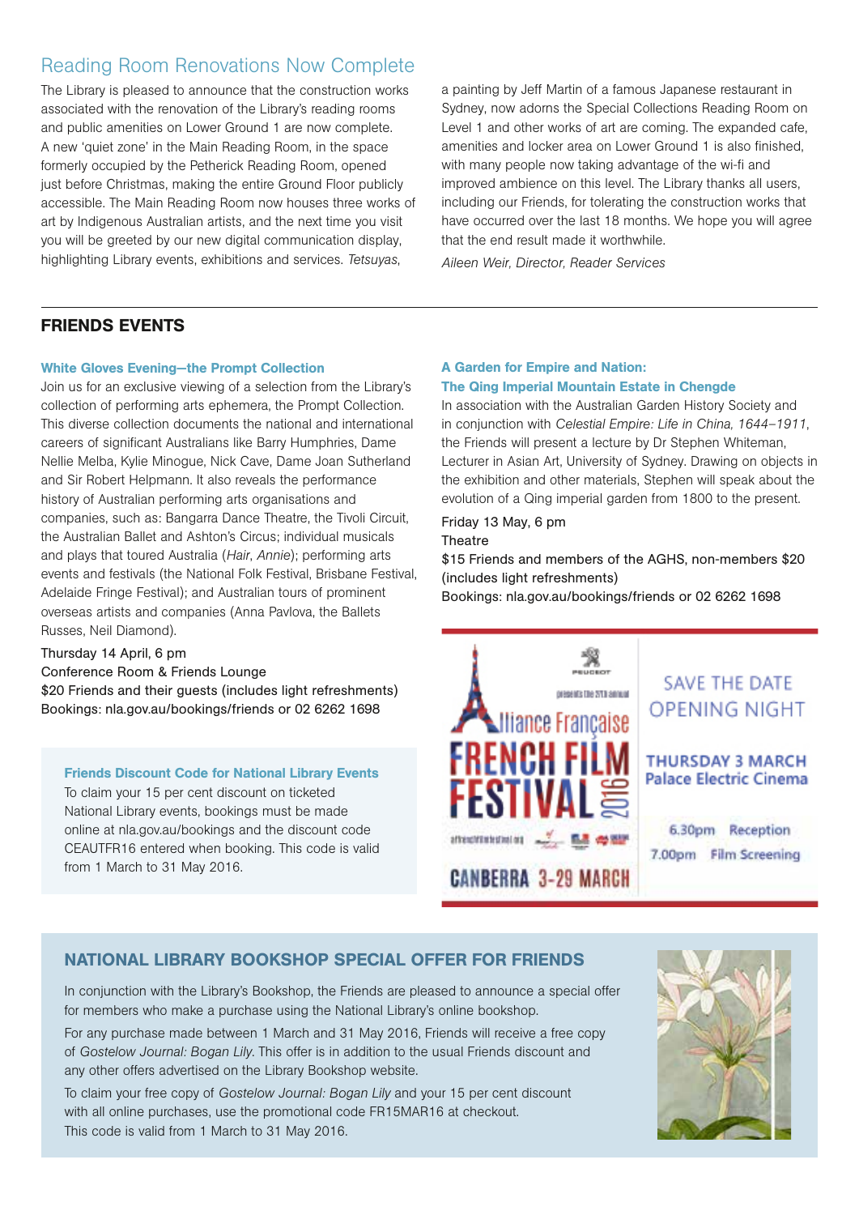## Reading Room Renovations Now Complete

The Library is pleased to announce that the construction works associated with the renovation of the Library's reading rooms and public amenities on Lower Ground 1 are now complete. A new 'quiet zone' in the Main Reading Room, in the space formerly occupied by the Petherick Reading Room, opened just before Christmas, making the entire Ground Floor publicly accessible. The Main Reading Room now houses three works of art by Indigenous Australian artists, and the next time you visit you will be greeted by our new digital communication display, highlighting Library events, exhibitions and services. *Tetsuyas*, a painting by Jeff Martin of a famous Japanese restaurant in Sydney, now adorns the Special Collections Reading Room on Level 1 and other works of art are coming. The expanded cafe, amenities and locker area on Lower Ground 1 is also finished, with many people now taking advantage of the wi-fi and improved ambience on this level. The Library thanks all users, including our Friends, for tolerating the construction works that have occurred over the last 18 months. We hope you will agree that the end result made it worthwhile.

*Aileen Weir, Director, Reader Services*

## FRIENDS EVENTS

### White Gloves Evening—the Prompt Collection

Join us for an exclusive viewing of a selection from the Library's collection of performing arts ephemera, the Prompt Collection. This diverse collection documents the national and international careers of significant Australians like Barry Humphries, Dame Nellie Melba, Kylie Minogue, Nick Cave, Dame Joan Sutherland and Sir Robert Helpmann. It also reveals the performance history of Australian performing arts organisations and companies, such as: Bangarra Dance Theatre, the Tivoli Circuit, the Australian Ballet and Ashton's Circus; individual musicals and plays that toured Australia (*Hair*, *Annie*); performing arts events and festivals (the National Folk Festival, Brisbane Festival, Adelaide Fringe Festival); and Australian tours of prominent overseas artists and companies (Anna Pavlova, the Ballets Russes, Neil Diamond).

Thursday 14 April, 6 pm
Conference Room & Friends Lounge
$20 Friends and their guests (includes light refreshments)
Bookings: nla.gov.au/bookings/friends or 02 6262 1698

### Friends Discount Code for National Library Events

To claim your 15 per cent discount on ticketed National Library events, bookings must be made online at nla.gov.au/bookings and the discount code CEAUTFR16 entered when booking. This code is valid from 1 March to 31 May 2016.

### A Garden for Empire and Nation: The Qing Imperial Mountain Estate in Chengde

In association with the Australian Garden History Society and in conjunction with *Celestial Empire: Life in China, 1644–1911*, the Friends will present a lecture by Dr Stephen Whiteman, Lecturer in Asian Art, University of Sydney. Drawing on objects in the exhibition and other materials, Stephen will speak about the evolution of a Qing imperial garden from 1800 to the present.

Friday 13 May, 6 pm
Theatre
$15 Friends and members of the AGHS, non-members $20 (includes light refreshments)
Bookings: nla.gov.au/bookings/friends or 02 6262 1698

Peugeot presents the 27th annual Alliance Française French Film Festival 2016
Canberra 3-29 March

SAVE THE DATE
OPENING NIGHT
THURSDAY 3 MARCH
Palace Electric Cinema
6.30pm Reception
7.00pm Film Screening

## NATIONAL LIBRARY BOOKSHOP SPECIAL OFFER FOR FRIENDS

In conjunction with the Library's Bookshop, the Friends are pleased to announce a special offer for members who make a purchase using the National Library's online bookshop.

For any purchase made between 1 March and 31 May 2016, Friends will receive a free copy of *Gostelow Journal: Bogan Lily*. This offer is in addition to the usual Friends discount and any other offers advertised on the Library Bookshop website.

To claim your free copy of *Gostelow Journal: Bogan Lily* and your 15 per cent discount with all online purchases, use the promotional code FR15MAR16 at checkout. This code is valid from 1 March to 31 May 2016.